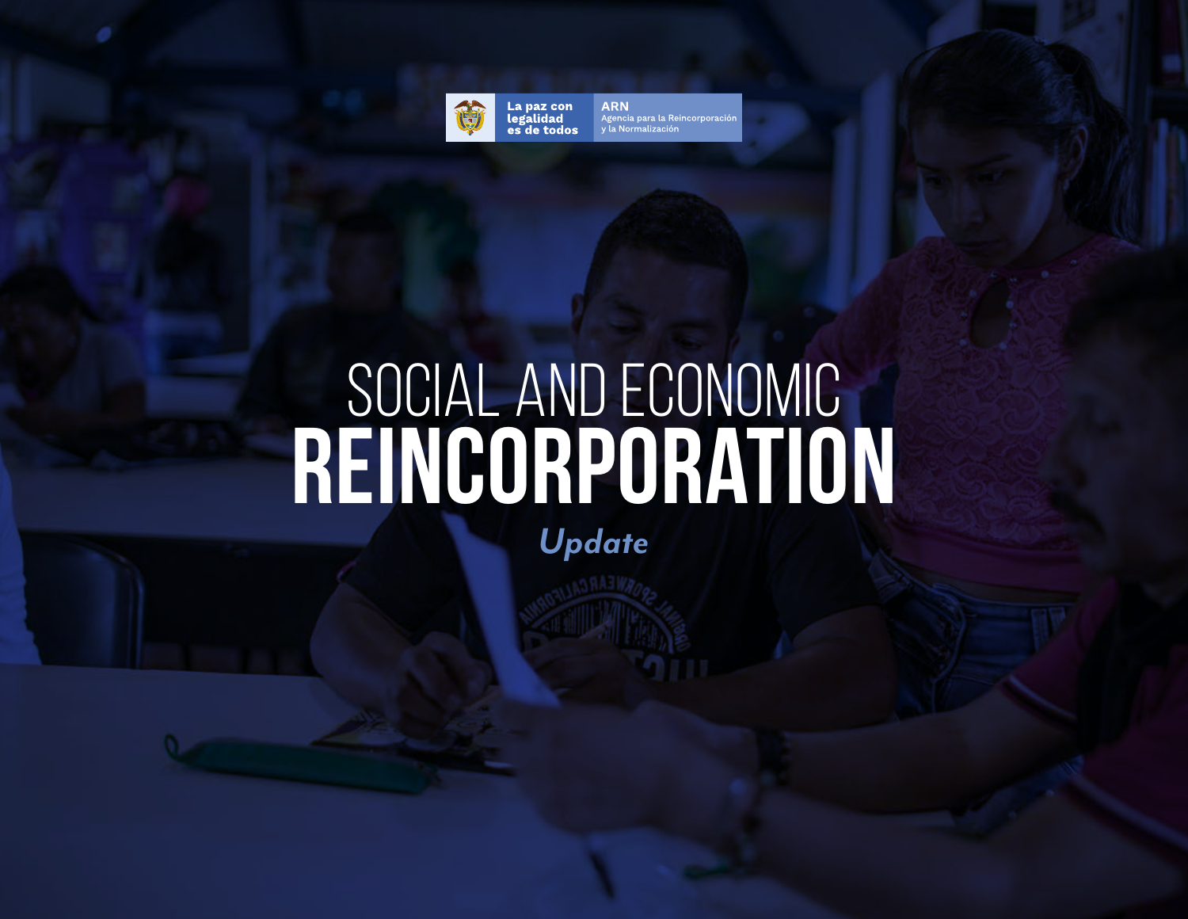La paz con legalidad es de todos

ARN
Agencia para la Reincorporación y la Normalización

# SOCIAL AND ECONOMIC REINCORPORATION

*Update*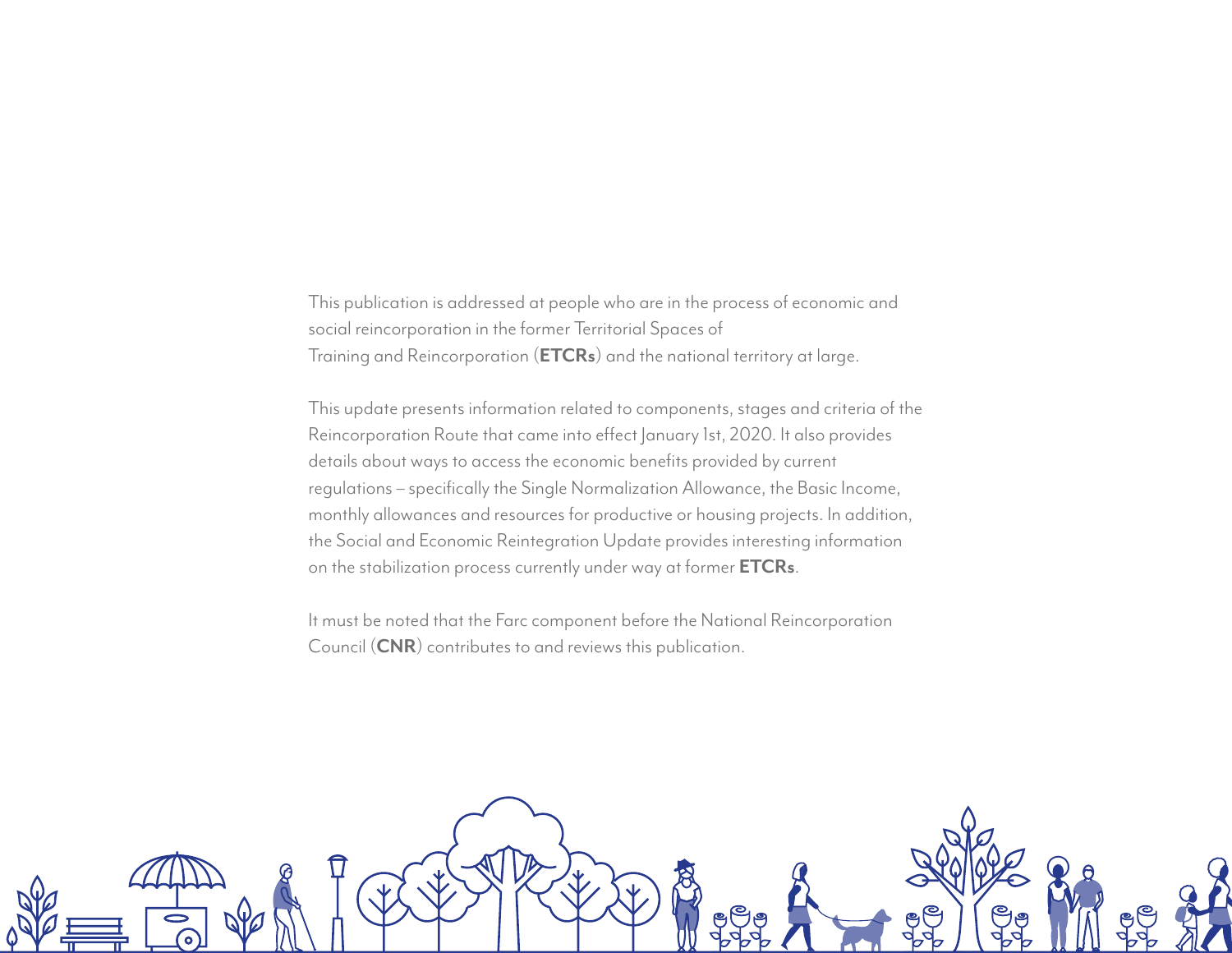This publication is addressed at people who are in the process of economic and social reincorporation in the former Territorial Spaces of Training and Reincorporation (**ETCRs**) and the national territory at large.

This update presents information related to components, stages and criteria of the Reincorporation Route that came into effect January 1st, 2020. It also provides details about ways to access the economic benefits provided by current regulations – specifically the Single Normalization Allowance, the Basic Income, monthly allowances and resources for productive or housing projects. In addition, the Social and Economic Reintegration Update provides interesting information on the stabilization process currently under way at former **ETCRs**.

It must be noted that the Farc component before the National Reincorporation Council (**CNR**) contributes to and reviews this publication.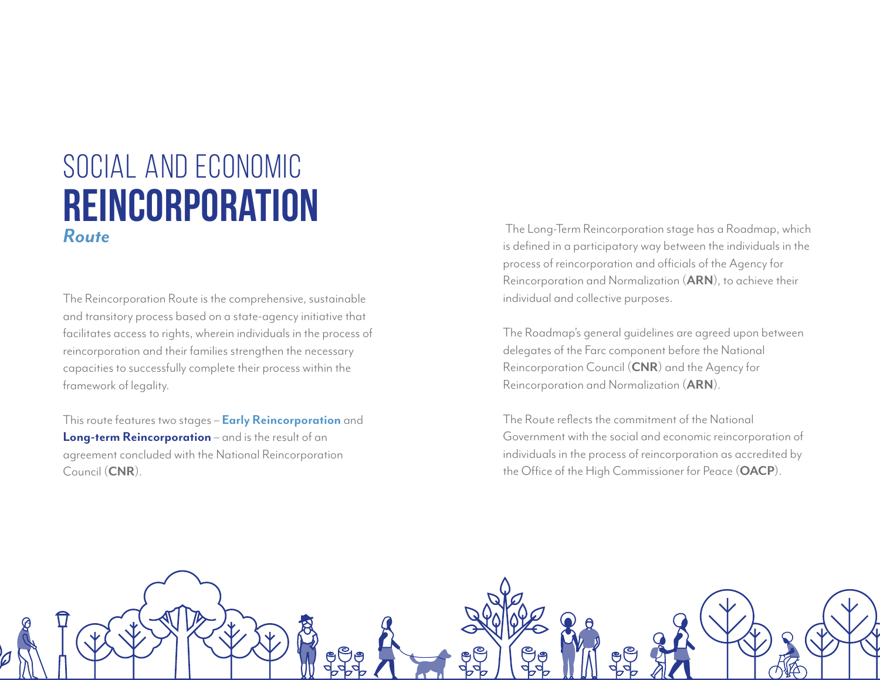# SOCIAL AND ECONOMIC **REINCORPORATION** *Route*

The Reincorporation Route is the comprehensive, sustainable and transitory process based on a state-agency initiative that facilitates access to rights, wherein individuals in the process of reincorporation and their families strengthen the necessary capacities to successfully complete their process within the framework of legality.

This route features two stages – **Early Reincorporation** and **Long-term Reincorporation** – and is the result of an agreement concluded with the National Reincorporation Council (**CNR**).

The Long-Term Reincorporation stage has a Roadmap, which is defined in a participatory way between the individuals in the process of reincorporation and officials of the Agency for Reincorporation and Normalization (**ARN**), to achieve their individual and collective purposes.

The Roadmap's general guidelines are agreed upon between delegates of the Farc component before the National Reincorporation Council (**CNR**) and the Agency for Reincorporation and Normalization (**ARN**).

The Route reflects the commitment of the National Government with the social and economic reincorporation of individuals in the process of reincorporation as accredited by the Office of the High Commissioner for Peace (**OACP**).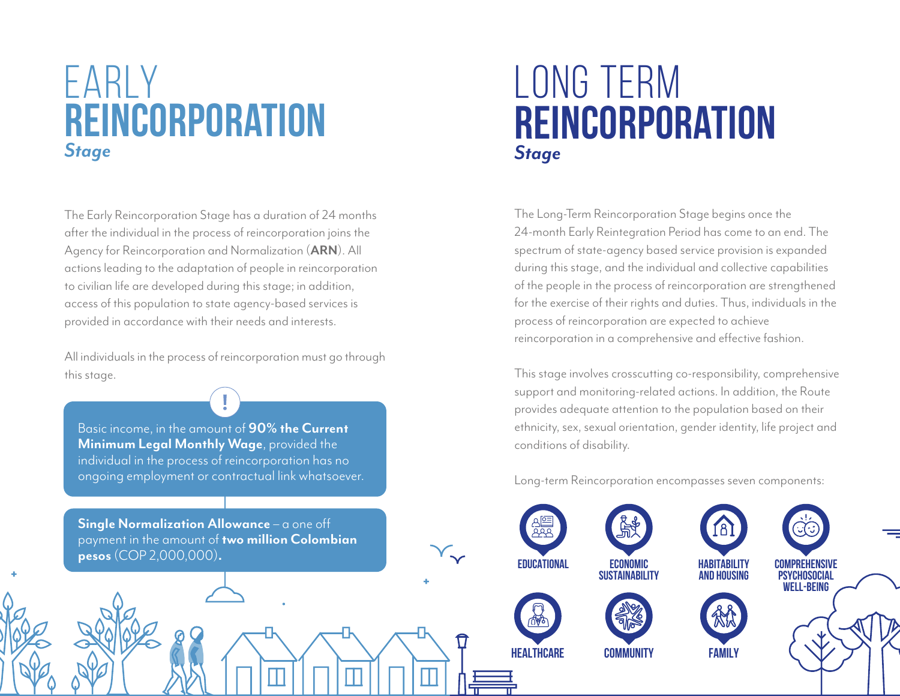# EARLY REINCORPORATION *Stage*

The Early Reincorporation Stage has a duration of 24 months after the individual in the process of reincorporation joins the Agency for Reincorporation and Normalization (**ARN**). All actions leading to the adaptation of people in reincorporation to civilian life are developed during this stage; in addition, access of this population to state agency-based services is provided in accordance with their needs and interests.

All individuals in the process of reincorporation must go through this stage.

Basic income, in the amount of **90% the Current Minimum Legal Monthly Wage**, provided the individual in the process of reincorporation has no ongoing employment or contractual link whatsoever.

**Single Normalization Allowance** – a one off payment in the amount of **two million Colombian pesos** (COP 2,000,000)**.**

# LONG TERM REINCORPORATION *Stage*

The Long-Term Reincorporation Stage begins once the 24-month Early Reintegration Period has come to an end. The spectrum of state-agency based service provision is expanded during this stage, and the individual and collective capabilities of the people in the process of reincorporation are strengthened for the exercise of their rights and duties. Thus, individuals in the process of reincorporation are expected to achieve reincorporation in a comprehensive and effective fashion.

This stage involves crosscutting co-responsibility, comprehensive support and monitoring-related actions. In addition, the Route provides adequate attention to the population based on their ethnicity, sex, sexual orientation, gender identity, life project and conditions of disability.

Long-term Reincorporation encompasses seven components:

- EDUCATIONAL
- ECONOMIC SUSTAINABILITY
- HABITABILITY AND HOUSING
- COMPREHENSIVE PSYCHOSOCIAL WELL-BEING
- HEALTHCARE
- COMMUNITY
- FAMILY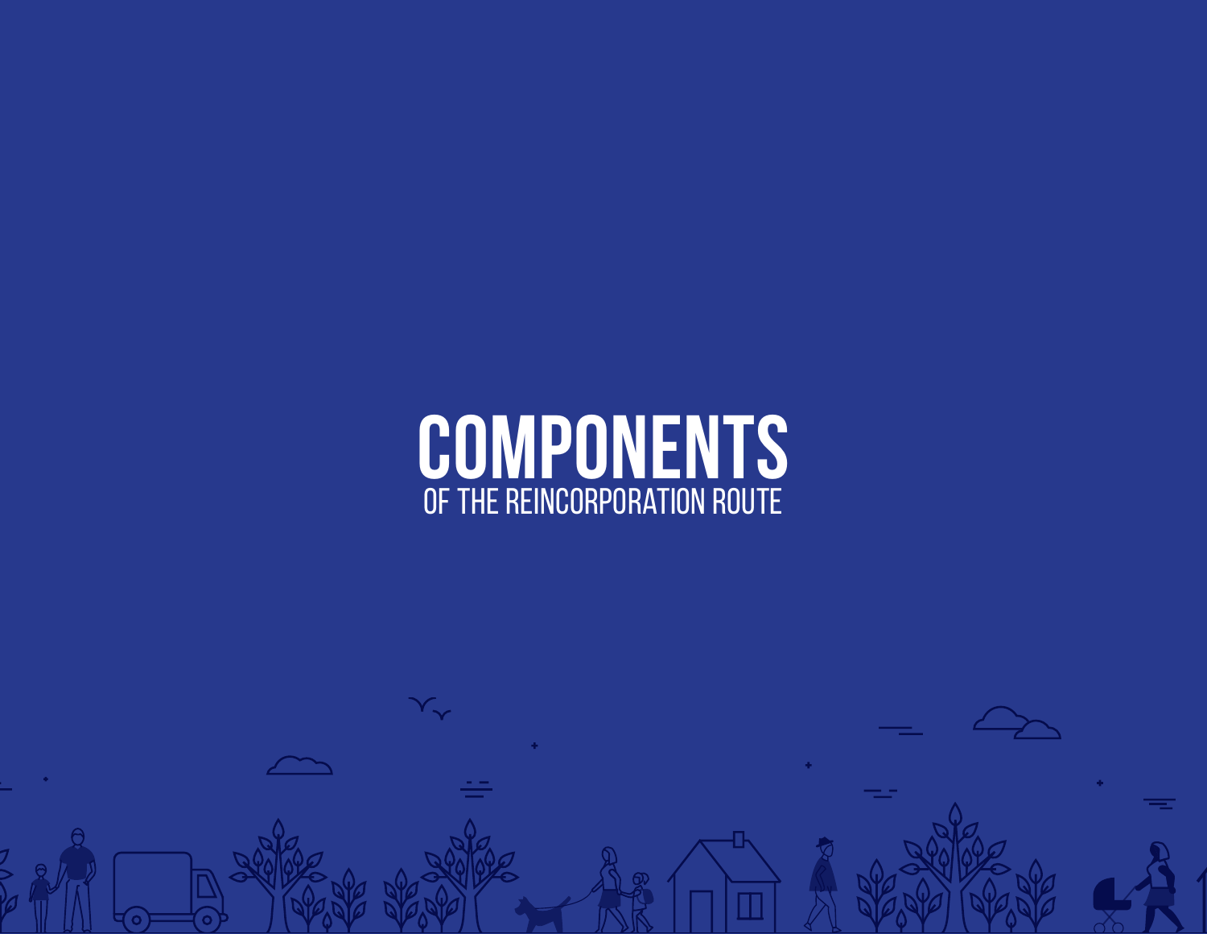# COMPONENTS

## OF THE REINCORPORATION ROUTE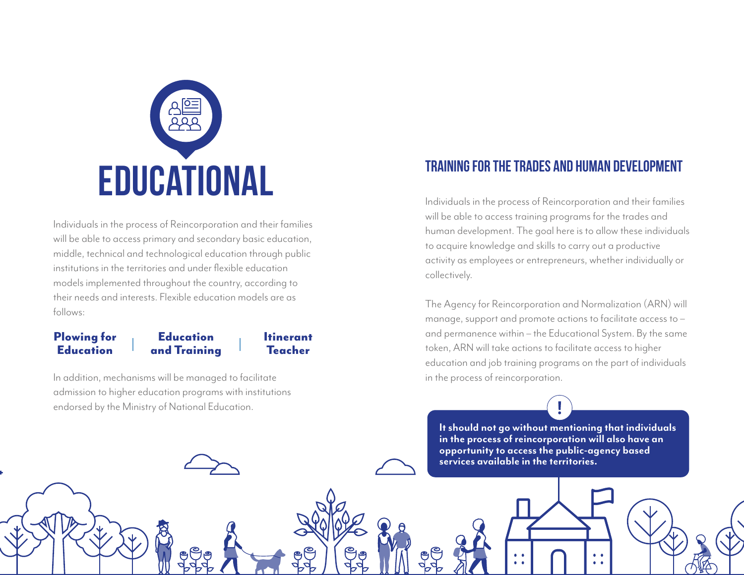# EDUCATIONAL

Individuals in the process of Reincorporation and their families will be able to access primary and secondary basic education, middle, technical and technological education through public institutions in the territories and under flexible education models implemented throughout the country, according to their needs and interests. Flexible education models are as follows:

- **Plowing for Education**
- **Education and Training**
- **Itinerant Teacher**

In addition, mechanisms will be managed to facilitate admission to higher education programs with institutions endorsed by the Ministry of National Education.

## TRAINING FOR THE TRADES AND HUMAN DEVELOPMENT

Individuals in the process of Reincorporation and their families will be able to access training programs for the trades and human development. The goal here is to allow these individuals to acquire knowledge and skills to carry out a productive activity as employees or entrepreneurs, whether individually or collectively.

The Agency for Reincorporation and Normalization (ARN) will manage, support and promote actions to facilitate access to – and permanence within – the Educational System. By the same token, ARN will take actions to facilitate access to higher education and job training programs on the part of individuals in the process of reincorporation.

**It should not go without mentioning that individuals in the process of reincorporation will also have an opportunity to access the public-agency based services available in the territories.**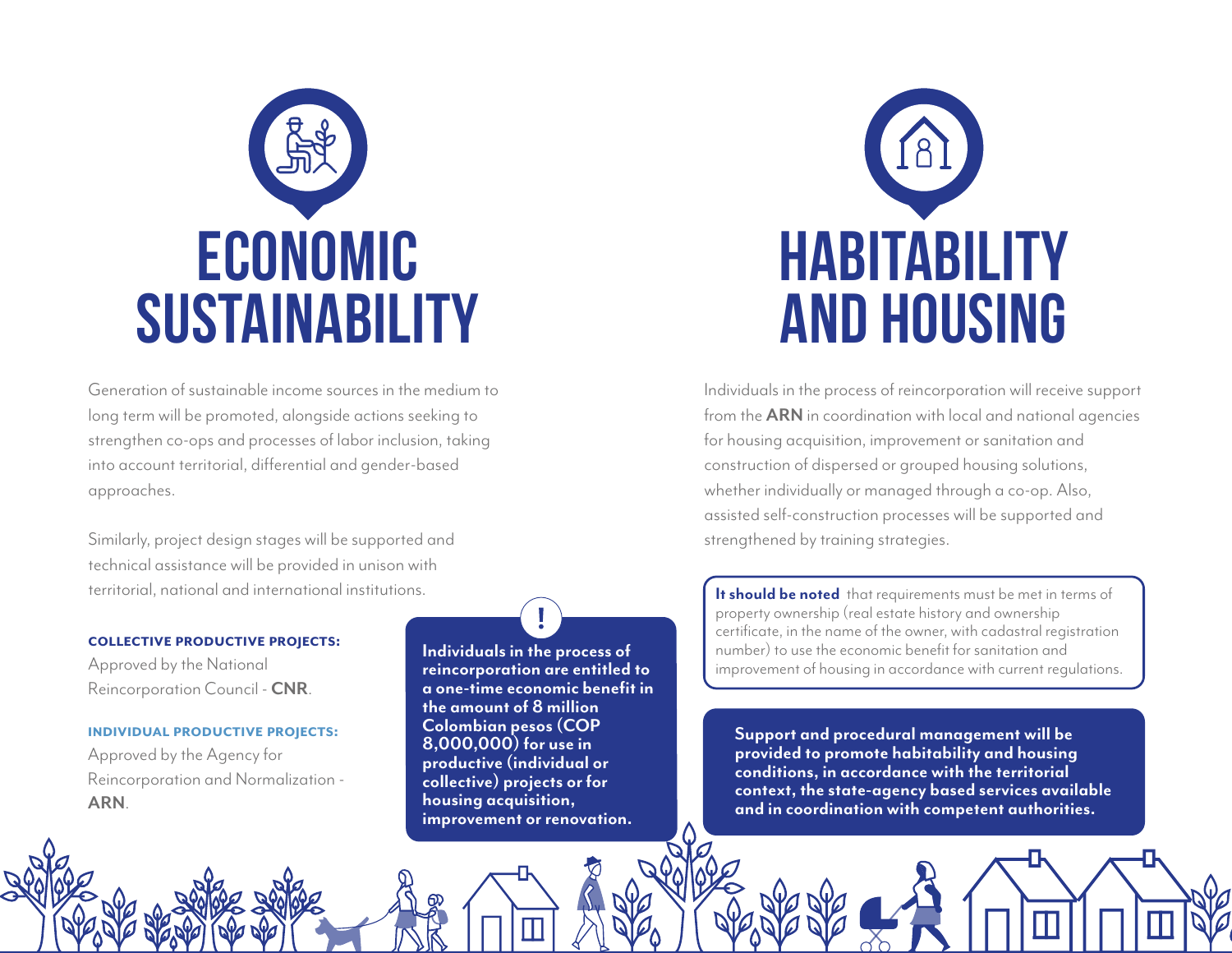# ECONOMIC SUSTAINABILITY

Generation of sustainable income sources in the medium to long term will be promoted, alongside actions seeking to strengthen co-ops and processes of labor inclusion, taking into account territorial, differential and gender-based approaches.

Similarly, project design stages will be supported and technical assistance will be provided in unison with territorial, national and international institutions.

**COLLECTIVE PRODUCTIVE PROJECTS:**
Approved by the National Reincorporation Council - **CNR**.

**INDIVIDUAL PRODUCTIVE PROJECTS:**
Approved by the Agency for Reincorporation and Normalization - **ARN**.

**!**

**Individuals in the process of reincorporation are entitled to a one-time economic benefit in the amount of 8 million Colombian pesos (COP 8,000,000) for use in productive (individual or collective) projects or for housing acquisition, improvement or renovation.**

# HABITABILITY AND HOUSING

Individuals in the process of reincorporation will receive support from the **ARN** in coordination with local and national agencies for housing acquisition, improvement or sanitation and construction of dispersed or grouped housing solutions, whether individually or managed through a co-op. Also, assisted self-construction processes will be supported and strengthened by training strategies.

**It should be noted** that requirements must be met in terms of property ownership (real estate history and ownership certificate, in the name of the owner, with cadastral registration number) to use the economic benefit for sanitation and improvement of housing in accordance with current regulations.

**Support and procedural management will be provided to promote habitability and housing conditions, in accordance with the territorial context, the state-agency based services available and in coordination with competent authorities.**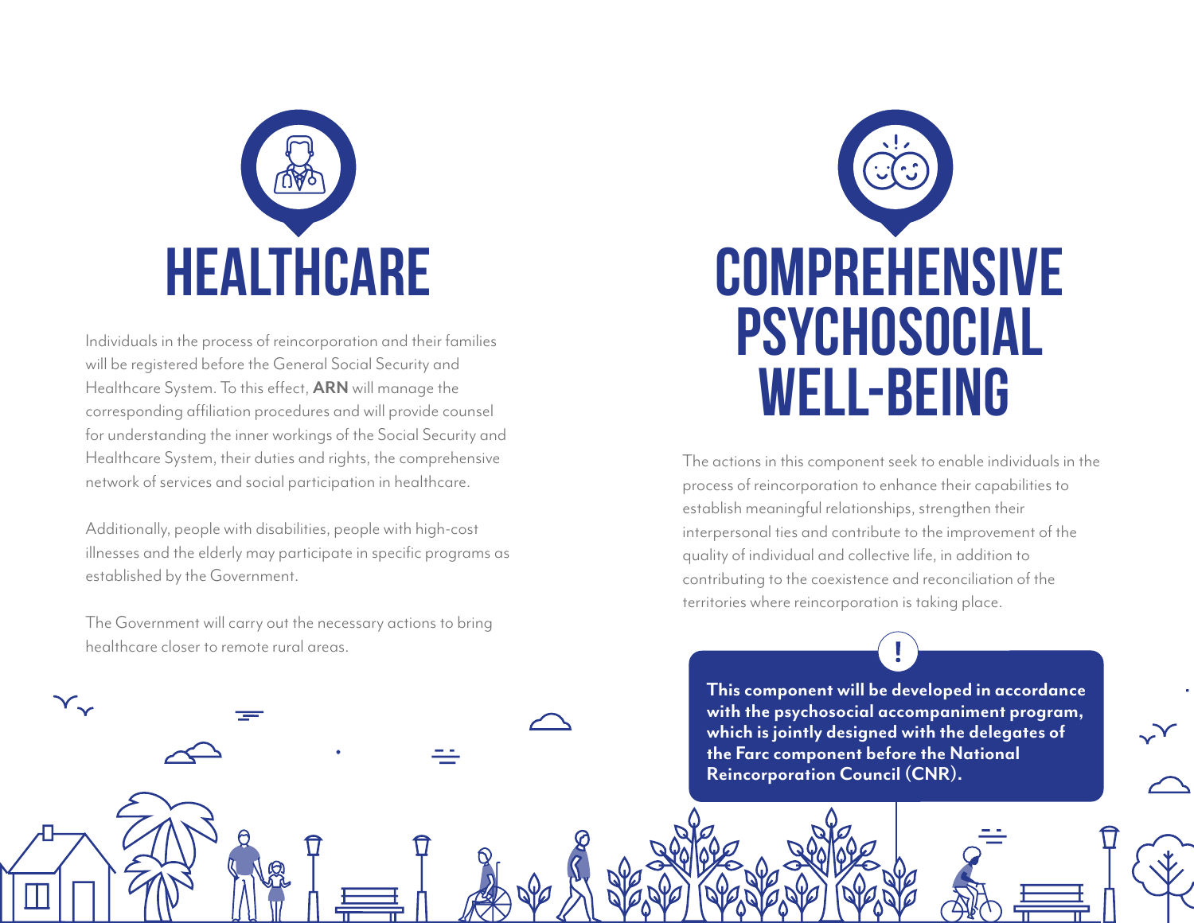# HEALTHCARE

Individuals in the process of reincorporation and their families will be registered before the General Social Security and Healthcare System. To this effect, **ARN** will manage the corresponding affiliation procedures and will provide counsel for understanding the inner workings of the Social Security and Healthcare System, their duties and rights, the comprehensive network of services and social participation in healthcare.

Additionally, people with disabilities, people with high-cost illnesses and the elderly may participate in specific programs as established by the Government.

The Government will carry out the necessary actions to bring healthcare closer to remote rural areas.

# COMPREHENSIVE PSYCHOSOCIAL WELL-BEING

The actions in this component seek to enable individuals in the process of reincorporation to enhance their capabilities to establish meaningful relationships, strengthen their interpersonal ties and contribute to the improvement of the quality of individual and collective life, in addition to contributing to the coexistence and reconciliation of the territories where reincorporation is taking place.

**This component will be developed in accordance with the psychosocial accompaniment program, which is jointly designed with the delegates of the Farc component before the National Reincorporation Council (CNR).**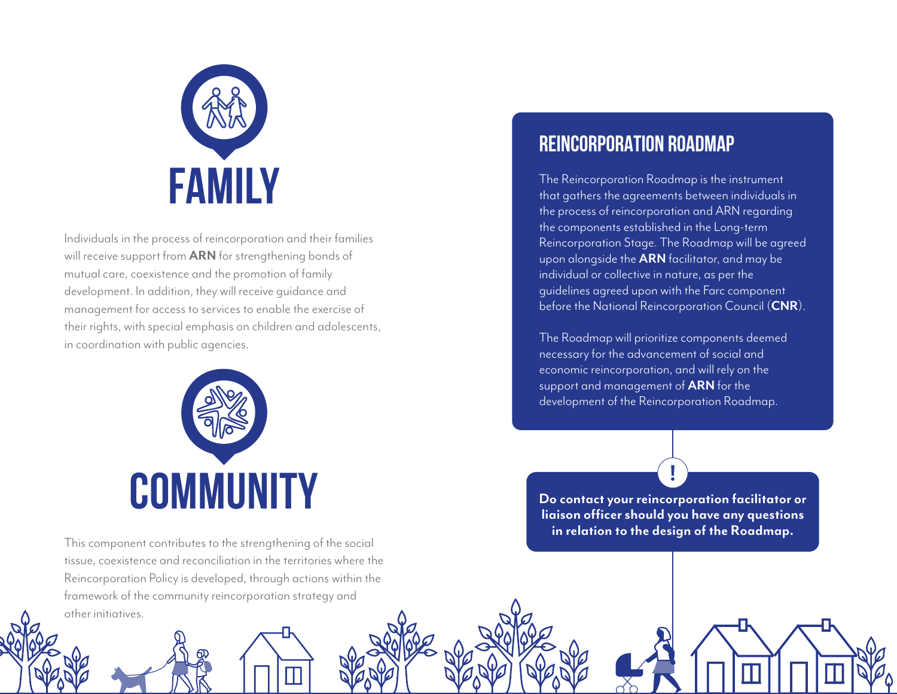# FAMILY

Individuals in the process of reincorporation and their families will receive support from **ARN** for strengthening bonds of mutual care, coexistence and the promotion of family development. In addition, they will receive guidance and management for access to services to enable the exercise of their rights, with special emphasis on children and adolescents, in coordination with public agencies.

# COMMUNITY

This component contributes to the strengthening of the social tissue, coexistence and reconciliation in the territories where the Reincorporation Policy is developed, through actions within the framework of the community reincorporation strategy and other initiatives.

## REINCORPORATION ROADMAP

The Reincorporation Roadmap is the instrument that gathers the agreements between individuals in the process of reincorporation and ARN regarding the components established in the Long-term Reincorporation Stage. The Roadmap will be agreed upon alongside the **ARN** facilitator, and may be individual or collective in nature, as per the guidelines agreed upon with the Farc component before the National Reincorporation Council (**CNR**).

The Roadmap will prioritize components deemed necessary for the advancement of social and economic reincorporation, and will rely on the support and management of **ARN** for the development of the Reincorporation Roadmap.

**Do contact your reincorporation facilitator or liaison officer should you have any questions in relation to the design of the Roadmap.**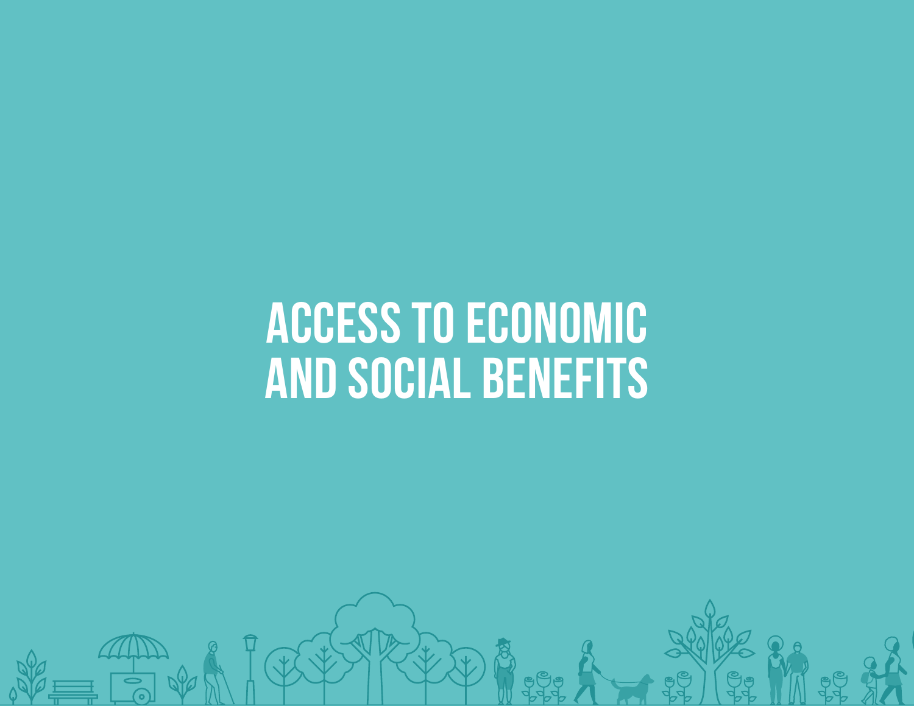# ACCESS TO ECONOMIC AND SOCIAL BENEFITS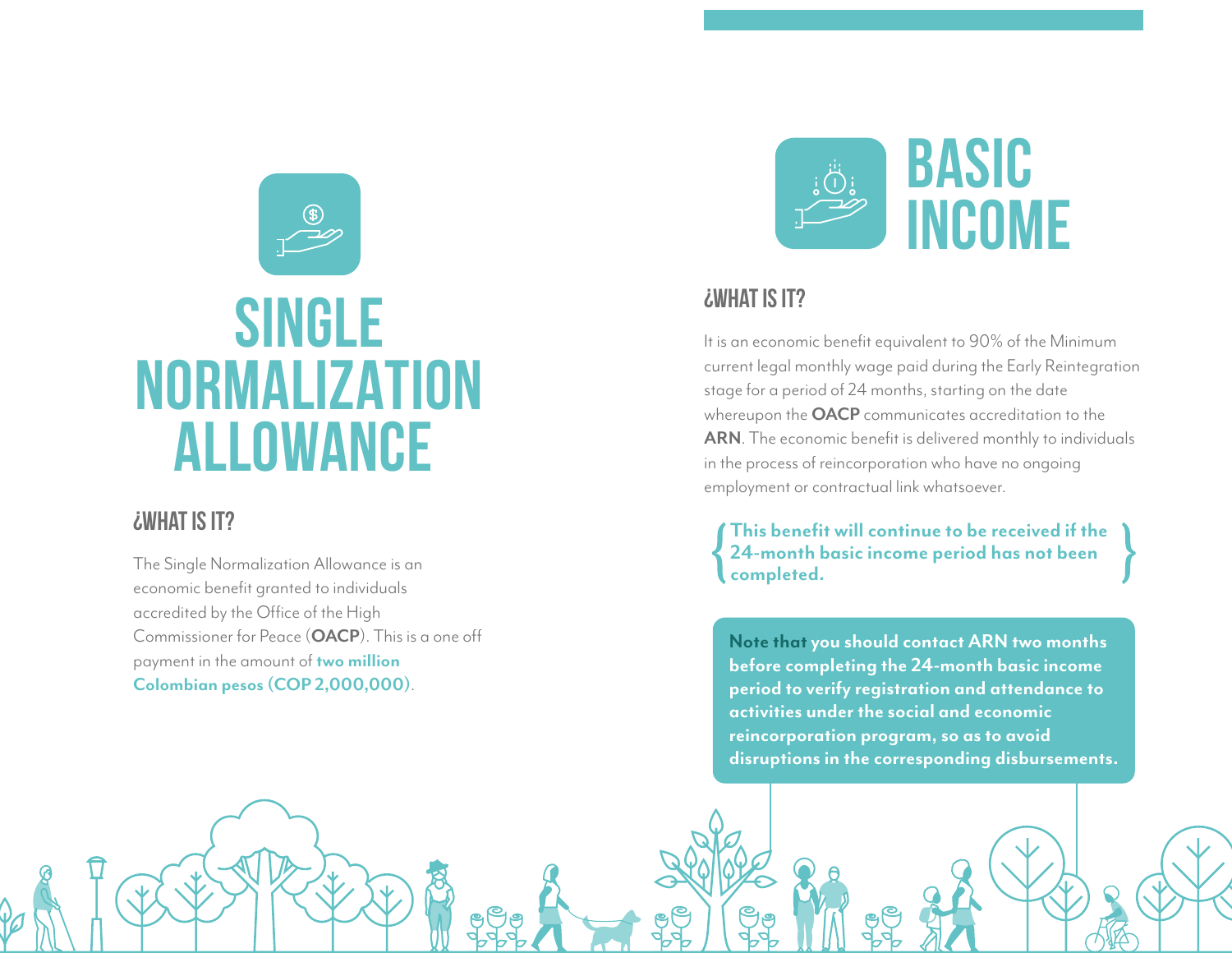# SINGLE NORMALIZATION ALLOWANCE

## ¿WHAT IS IT?

The Single Normalization Allowance is an economic benefit granted to individuals accredited by the Office of the High Commissioner for Peace (**OACP**). This is a one off payment in the amount of **two million Colombian pesos (COP 2,000,000)**.

# BASIC INCOME

## ¿WHAT IS IT?

It is an economic benefit equivalent to 90% of the Minimum current legal monthly wage paid during the Early Reintegration stage for a period of 24 months, starting on the date whereupon the **OACP** communicates accreditation to the **ARN**. The economic benefit is delivered monthly to individuals in the process of reincorporation who have no ongoing employment or contractual link whatsoever.

**This benefit will continue to be received if the 24-month basic income period has not been completed.**

**Note that you should contact ARN two months before completing the 24-month basic income period to verify registration and attendance to activities under the social and economic reincorporation program, so as to avoid disruptions in the corresponding disbursements.**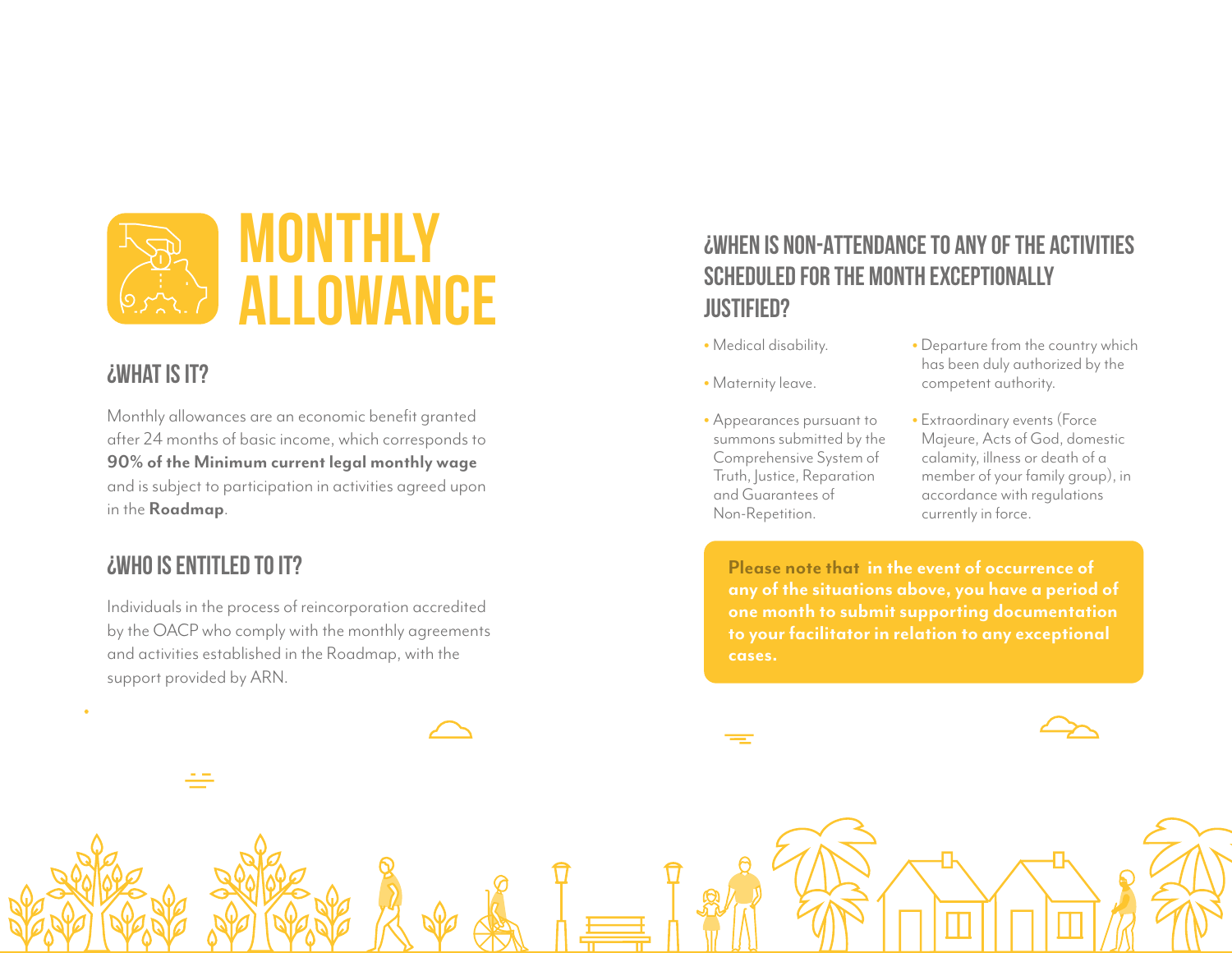# MONTHLY ALLOWANCE

## ¿WHAT IS IT?

Monthly allowances are an economic benefit granted after 24 months of basic income, which corresponds to **90% of the Minimum current legal monthly wage** and is subject to participation in activities agreed upon in the **Roadmap**.

## ¿WHO IS ENTITLED TO IT?

Individuals in the process of reincorporation accredited by the OACP who comply with the monthly agreements and activities established in the Roadmap, with the support provided by ARN.

## ¿WHEN IS NON-ATTENDANCE TO ANY OF THE ACTIVITIES SCHEDULED FOR THE MONTH EXCEPTIONALLY JUSTIFIED?

- Medical disability.
- Maternity leave.
- Appearances pursuant to summons submitted by the Comprehensive System of Truth, Justice, Reparation and Guarantees of Non-Repetition.
- Departure from the country which has been duly authorized by the competent authority.
- Extraordinary events (Force Majeure, Acts of God, domestic calamity, illness or death of a member of your family group), in accordance with regulations currently in force.

**Please note that in the event of occurrence of any of the situations above, you have a period of one month to submit supporting documentation to your facilitator in relation to any exceptional cases.**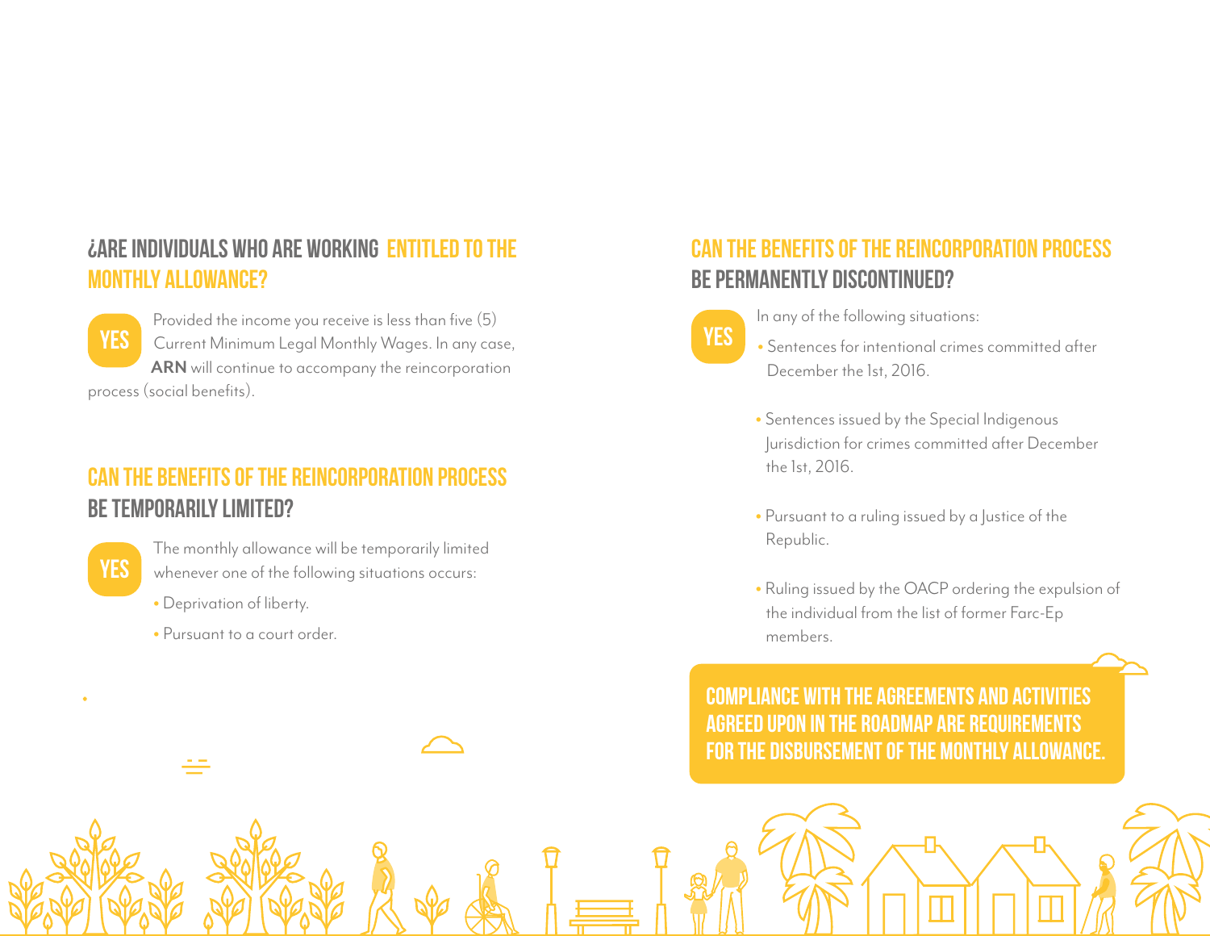## ¿ARE INDIVIDUALS WHO ARE WORKING ENTITLED TO THE MONTHLY ALLOWANCE?

**YES** Provided the income you receive is less than five (5) Current Minimum Legal Monthly Wages. In any case, **ARN** will continue to accompany the reincorporation process (social benefits).

## CAN THE BENEFITS OF THE REINCORPORATION PROCESS BE TEMPORARILY LIMITED?

**YES** The monthly allowance will be temporarily limited whenever one of the following situations occurs:

- Deprivation of liberty.
- Pursuant to a court order.

## CAN THE BENEFITS OF THE REINCORPORATION PROCESS BE PERMANENTLY DISCONTINUED?

**YES** In any of the following situations:

- Sentences for intentional crimes committed after December the 1st, 2016.
- Sentences issued by the Special Indigenous Jurisdiction for crimes committed after December the 1st, 2016.
- Pursuant to a ruling issued by a Justice of the Republic.
- Ruling issued by the OACP ordering the expulsion of the individual from the list of former Farc-Ep members.

**COMPLIANCE WITH THE AGREEMENTS AND ACTIVITIES AGREED UPON IN THE ROADMAP ARE REQUIREMENTS FOR THE DISBURSEMENT OF THE MONTHLY ALLOWANCE.**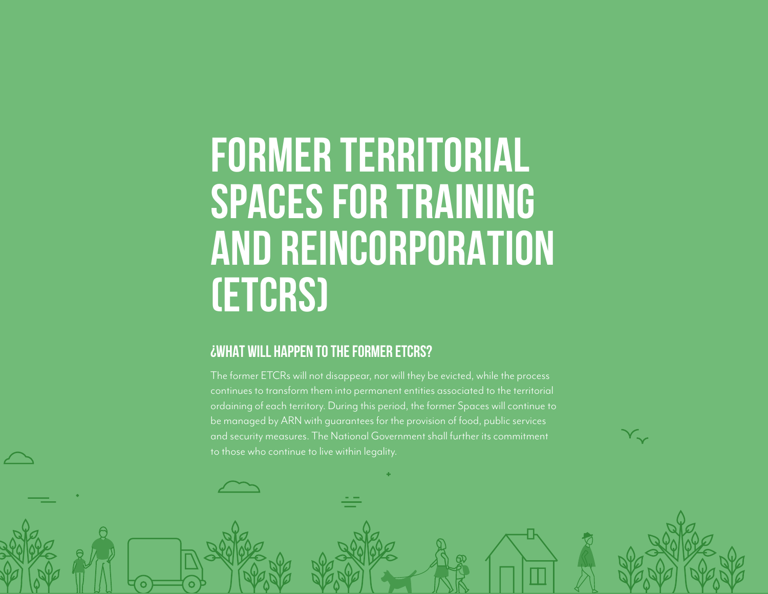# FORMER TERRITORIAL SPACES FOR TRAINING AND REINCORPORATION (ETCRS)

## ¿WHAT WILL HAPPEN TO THE FORMER ETCRS?

The former ETCRs will not disappear, nor will they be evicted, while the process continues to transform them into permanent entities associated to the territorial ordaining of each territory. During this period, the former Spaces will continue to be managed by ARN with guarantees for the provision of food, public services and security measures. The National Government shall further its commitment to those who continue to live within legality.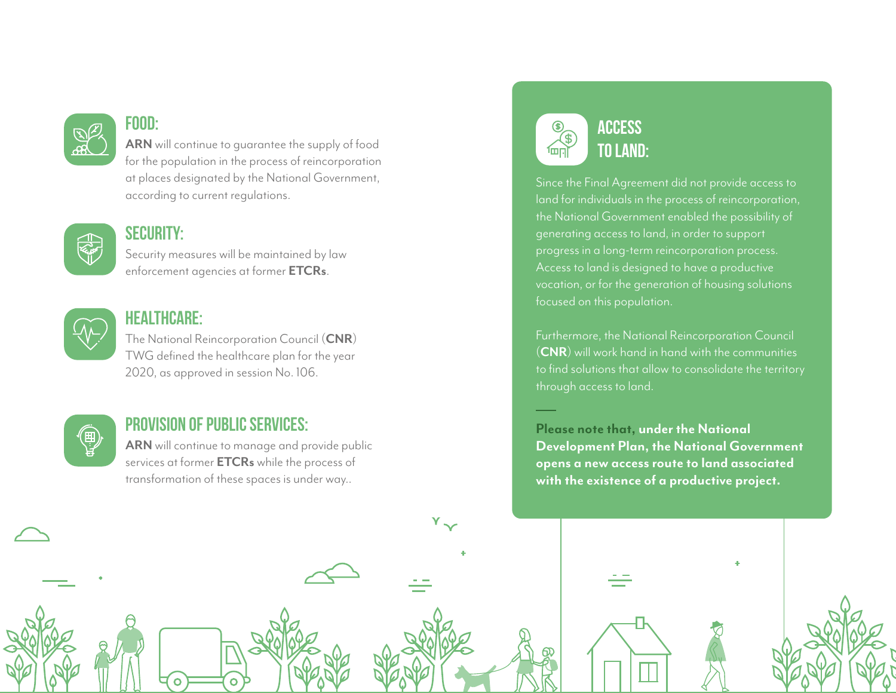## FOOD:

**ARN** will continue to guarantee the supply of food for the population in the process of reincorporation at places designated by the National Government, according to current regulations.

## SECURITY:

Security measures will be maintained by law enforcement agencies at former **ETCRs**.

## HEALTHCARE:

The National Reincorporation Council (**CNR**) TWG defined the healthcare plan for the year 2020, as approved in session No. 106.

## PROVISION OF PUBLIC SERVICES:

**ARN** will continue to manage and provide public services at former **ETCRs** while the process of transformation of these spaces is under way..

## ACCESS TO LAND:

Since the Final Agreement did not provide access to land for individuals in the process of reincorporation, the National Government enabled the possibility of generating access to land, in order to support progress in a long-term reincorporation process. Access to land is designed to have a productive vocation, or for the generation of housing solutions focused on this population.

Furthermore, the National Reincorporation Council (**CNR**) will work hand in hand with the communities to find solutions that allow to consolidate the territory through access to land.

**Please note that, under the National Development Plan, the National Government opens a new access route to land associated with the existence of a productive project.**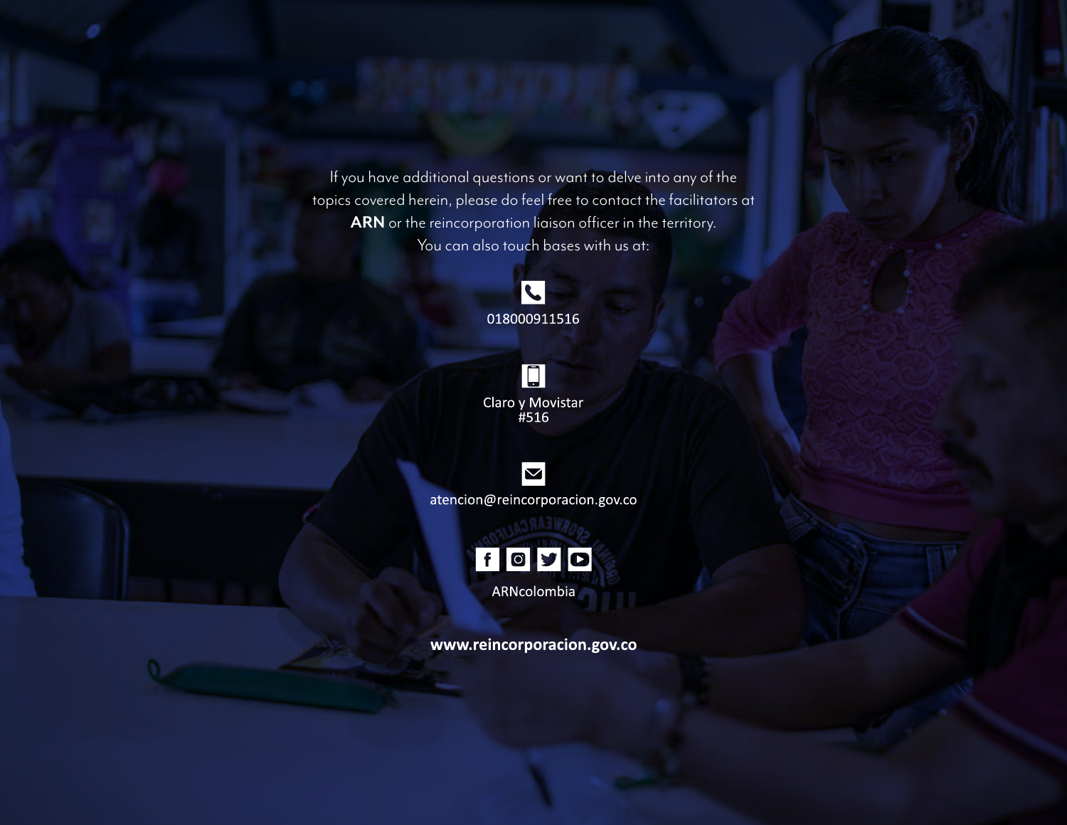If you have additional questions or want to delve into any of the topics covered herein, please do feel free to contact the facilitators at **ARN** or the reincorporation liaison officer in the territory. You can also touch bases with us at:

018000911516

Claro y Movistar
#516

atencion@reincorporacion.gov.co

ARNcolombia

**www.reincorporacion.gov.co**